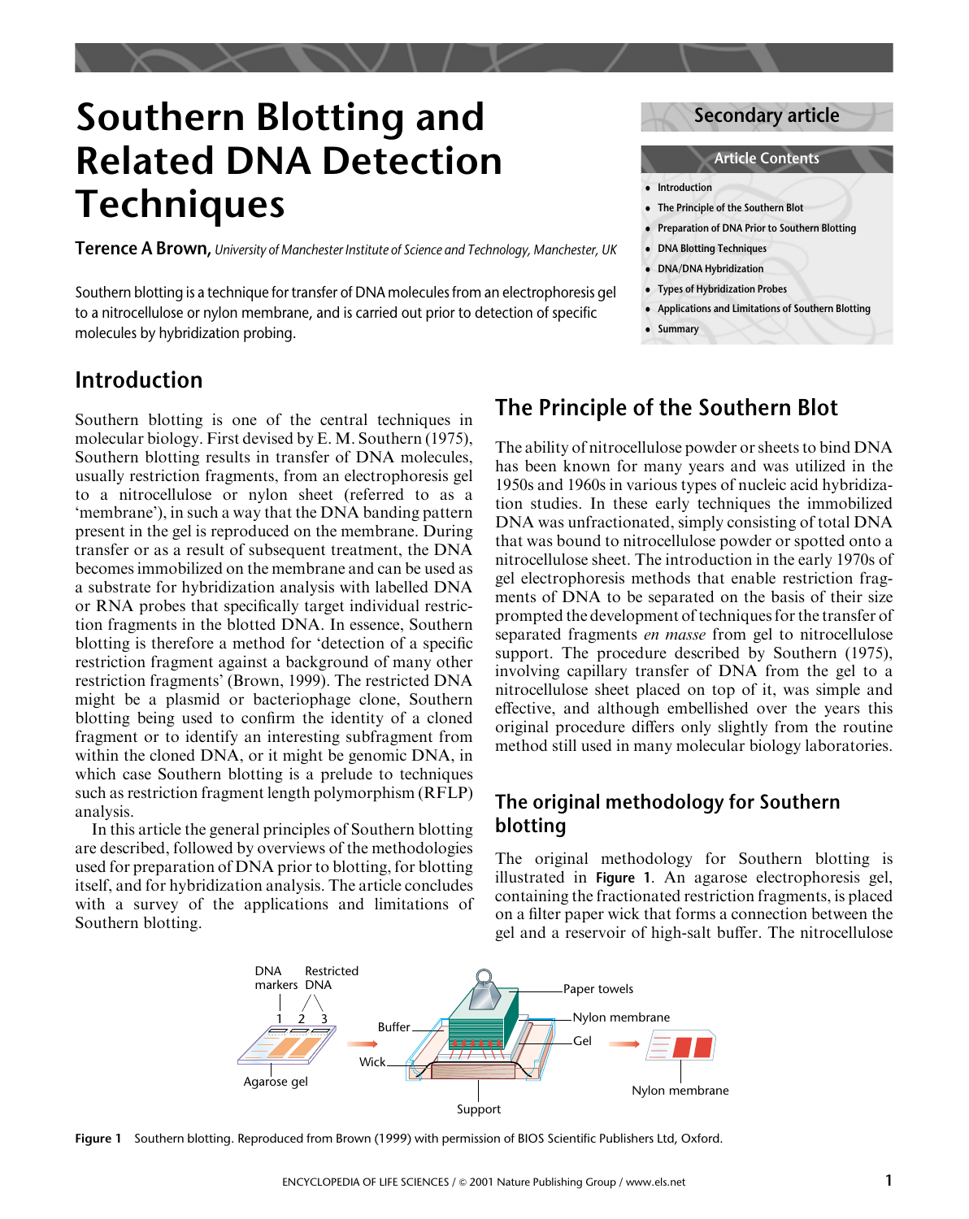Secondary article

# Southern Blotting and Related DNA Detection Techniques

**Terence A Brown,** *University of Manchester Institute of Science and Technology, Manchester, UK*

Southern blotting is a technique for transfer of DNA molecules from an electrophoresis gel to a nitrocellulose or nylon membrane, and is carried out prior to detection of specific molecules by hybridization probing.

**Article Contents**

- Introduction
- The Principle of the Southern Blot
- Preparation of DNA Prior to Southern Blotting
- DNA Blotting Techniques
- DNA/DNA Hybridization
- Types of Hybridization Probes
- Applications and Limitations of Southern Blotting
- Summary

## Introduction

Southern blotting is one of the central techniques in molecular biology. First devised by E. M. Southern (1975), Southern blotting results in transfer of DNA molecules, usually restriction fragments, from an electrophoresis gel to a nitrocellulose or nylon sheet (referred to as a 'membrane'), in such a way that the DNA banding pattern present in the gel is reproduced on the membrane. During transfer or as a result of subsequent treatment, the DNA becomes immobilized on the membrane and can be used as a substrate for hybridization analysis with labelled DNA or RNA probes that specifically target individual restriction fragments in the blotted DNA. In essence, Southern blotting is therefore a method for 'detection of a specific restriction fragment against a background of many other restriction fragments' (Brown, 1999). The restricted DNA might be a plasmid or bacteriophage clone, Southern blotting being used to confirm the identity of a cloned fragment or to identify an interesting subfragment from within the cloned DNA, or it might be genomic DNA, in which case Southern blotting is a prelude to techniques such as restriction fragment length polymorphism (RFLP) analysis.

In this article the general principles of Southern blotting are described, followed by overviews of the methodologies used for preparation of DNA prior to blotting, for blotting itself, and for hybridization analysis. The article concludes with a survey of the applications and limitations of Southern blotting.

## The Principle of the Southern Blot

The ability of nitrocellulose powder or sheets to bind DNA has been known for many years and was utilized in the 1950s and 1960s in various types of nucleic acid hybridization studies. In these early techniques the immobilized DNA was unfractionated, simply consisting of total DNA that was bound to nitrocellulose powder or spotted onto a nitrocellulose sheet. The introduction in the early 1970s of gel electrophoresis methods that enable restriction fragments of DNA to be separated on the basis of their size prompted the development of techniques for the transfer of separated fragments *en masse* from gel to nitrocellulose support. The procedure described by Southern (1975), involving capillary transfer of DNA from the gel to a nitrocellulose sheet placed on top of it, was simple and effective, and although embellished over the years this original procedure differs only slightly from the routine method still used in many molecular biology laboratories.

### The original methodology for Southern blotting

The original methodology for Southern blotting is illustrated in **Figure 1**. An agarose electrophoresis gel, containing the fractionated restriction fragments, is placed on a filter paper wick that forms a connection between the gel and a reservoir of high-salt buffer. The nitrocellulose

DNA markers, Restricted DNA, 1, 2, 3, Agarose gel, Buffer, Wick, Paper towels, Nylon membrane, Gel, Support, Nylon membrane

**Figure 1** Southern blotting. Reproduced from Brown (1999) with permission of BIOS Scientific Publishers Ltd, Oxford.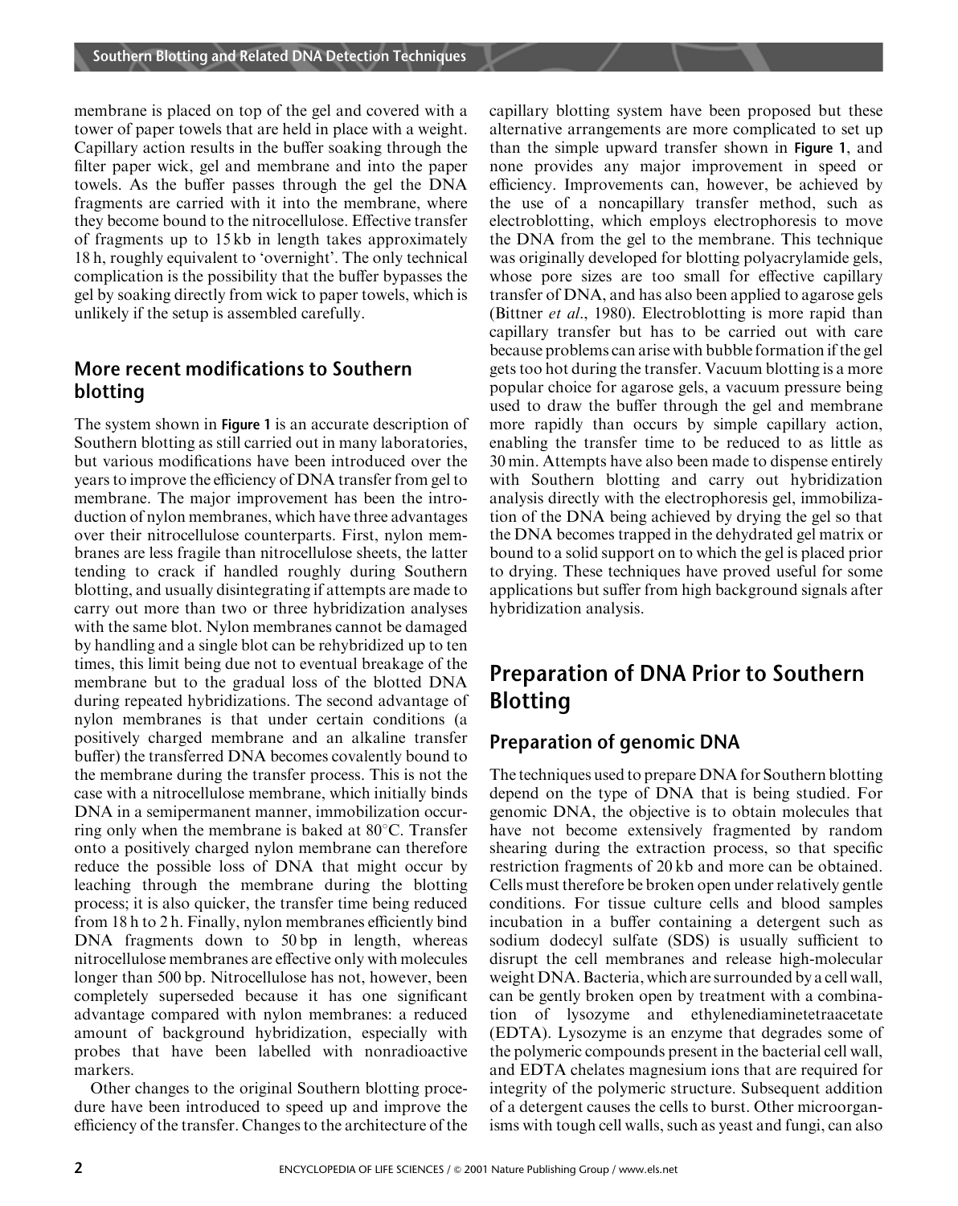membrane is placed on top of the gel and covered with a tower of paper towels that are held in place with a weight. Capillary action results in the buffer soaking through the filter paper wick, gel and membrane and into the paper towels. As the buffer passes through the gel the DNA fragments are carried with it into the membrane, where they become bound to the nitrocellulose. Effective transfer of fragments up to 15 kb in length takes approximately 18 h, roughly equivalent to 'overnight'. The only technical complication is the possibility that the buffer bypasses the gel by soaking directly from wick to paper towels, which is unlikely if the setup is assembled carefully.

### More recent modifications to Southern blotting

The system shown in **Figure 1** is an accurate description of Southern blotting as still carried out in many laboratories, but various modifications have been introduced over the years to improve the efficiency of DNA transfer from gel to membrane. The major improvement has been the introduction of nylon membranes, which have three advantages over their nitrocellulose counterparts. First, nylon membranes are less fragile than nitrocellulose sheets, the latter tending to crack if handled roughly during Southern blotting, and usually disintegrating if attempts are made to carry out more than two or three hybridization analyses with the same blot. Nylon membranes cannot be damaged by handling and a single blot can be rehybridized up to ten times, this limit being due not to eventual breakage of the membrane but to the gradual loss of the blotted DNA during repeated hybridizations. The second advantage of nylon membranes is that under certain conditions (a positively charged membrane and an alkaline transfer buffer) the transferred DNA becomes covalently bound to the membrane during the transfer process. This is not the case with a nitrocellulose membrane, which initially binds DNA in a semipermanent manner, immobilization occurring only when the membrane is baked at 80°C. Transfer onto a positively charged nylon membrane can therefore reduce the possible loss of DNA that might occur by leaching through the membrane during the blotting process; it is also quicker, the transfer time being reduced from 18 h to 2 h. Finally, nylon membranes efficiently bind DNA fragments down to 50 bp in length, whereas nitrocellulose membranes are effective only with molecules longer than 500 bp. Nitrocellulose has not, however, been completely superseded because it has one significant advantage compared with nylon membranes: a reduced amount of background hybridization, especially with probes that have been labelled with nonradioactive markers.

Other changes to the original Southern blotting procedure have been introduced to speed up and improve the efficiency of the transfer. Changes to the architecture of the capillary blotting system have been proposed but these alternative arrangements are more complicated to set up than the simple upward transfer shown in **Figure 1**, and none provides any major improvement in speed or efficiency. Improvements can, however, be achieved by the use of a noncapillary transfer method, such as electroblotting, which employs electrophoresis to move the DNA from the gel to the membrane. This technique was originally developed for blotting polyacrylamide gels, whose pore sizes are too small for effective capillary transfer of DNA, and has also been applied to agarose gels (Bittner *et al*., 1980). Electroblotting is more rapid than capillary transfer but has to be carried out with care because problems can arise with bubble formation if the gel gets too hot during the transfer. Vacuum blotting is a more popular choice for agarose gels, a vacuum pressure being used to draw the buffer through the gel and membrane more rapidly than occurs by simple capillary action, enabling the transfer time to be reduced to as little as 30 min. Attempts have also been made to dispense entirely with Southern blotting and carry out hybridization analysis directly with the electrophoresis gel, immobilization of the DNA being achieved by drying the gel so that the DNA becomes trapped in the dehydrated gel matrix or bound to a solid support on to which the gel is placed prior to drying. These techniques have proved useful for some applications but suffer from high background signals after hybridization analysis.

## Preparation of DNA Prior to Southern Blotting

### Preparation of genomic DNA

The techniques used to prepare DNA for Southern blotting depend on the type of DNA that is being studied. For genomic DNA, the objective is to obtain molecules that have not become extensively fragmented by random shearing during the extraction process, so that specific restriction fragments of 20 kb and more can be obtained. Cells must therefore be broken open under relatively gentle conditions. For tissue culture cells and blood samples incubation in a buffer containing a detergent such as sodium dodecyl sulfate (SDS) is usually sufficient to disrupt the cell membranes and release high-molecular weight DNA. Bacteria, which are surrounded by a cell wall, can be gently broken open by treatment with a combination of lysozyme and ethylenediaminetetraacetate (EDTA). Lysozyme is an enzyme that degrades some of the polymeric compounds present in the bacterial cell wall, and EDTA chelates magnesium ions that are required for integrity of the polymeric structure. Subsequent addition of a detergent causes the cells to burst. Other microorganisms with tough cell walls, such as yeast and fungi, can also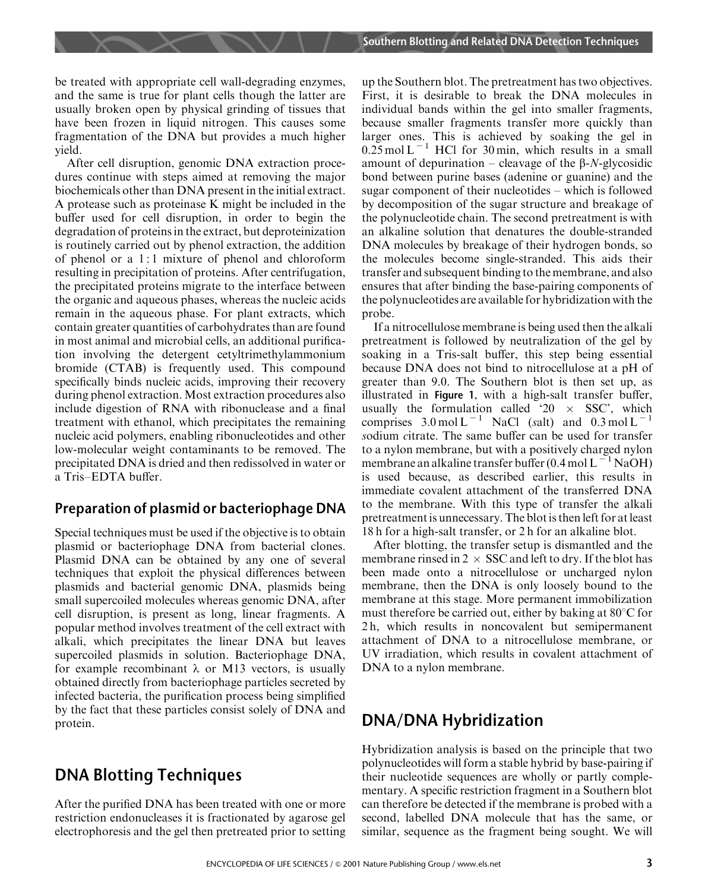be treated with appropriate cell wall-degrading enzymes, and the same is true for plant cells though the latter are usually broken open by physical grinding of tissues that have been frozen in liquid nitrogen. This causes some fragmentation of the DNA but provides a much higher yield.

After cell disruption, genomic DNA extraction procedures continue with steps aimed at removing the major biochemicals other than DNA present in the initial extract. A protease such as proteinase K might be included in the buffer used for cell disruption, in order to begin the degradation of proteins in the extract, but deproteinization is routinely carried out by phenol extraction, the addition of phenol or a 1 : 1 mixture of phenol and chloroform resulting in precipitation of proteins. After centrifugation, the precipitated proteins migrate to the interface between the organic and aqueous phases, whereas the nucleic acids remain in the aqueous phase. For plant extracts, which contain greater quantities of carbohydrates than are found in most animal and microbial cells, an additional purification involving the detergent cetyltrimethylammonium bromide (CTAB) is frequently used. This compound specifically binds nucleic acids, improving their recovery during phenol extraction. Most extraction procedures also include digestion of RNA with ribonuclease and a final treatment with ethanol, which precipitates the remaining nucleic acid polymers, enabling ribonucleotides and other low-molecular weight contaminants to be removed. The precipitated DNA is dried and then redissolved in water or a Tris–EDTA buffer.

### Preparation of plasmid or bacteriophage DNA

Special techniques must be used if the objective is to obtain plasmid or bacteriophage DNA from bacterial clones. Plasmid DNA can be obtained by any one of several techniques that exploit the physical differences between plasmids and bacterial genomic DNA, plasmids being small supercoiled molecules whereas genomic DNA, after cell disruption, is present as long, linear fragments. A popular method involves treatment of the cell extract with alkali, which precipitates the linear DNA but leaves supercoiled plasmids in solution. Bacteriophage DNA, for example recombinant λ or M13 vectors, is usually obtained directly from bacteriophage particles secreted by infected bacteria, the purification process being simplified by the fact that these particles consist solely of DNA and protein.

## DNA Blotting Techniques

After the purified DNA has been treated with one or more restriction endonucleases it is fractionated by agarose gel electrophoresis and the gel then pretreated prior to setting up the Southern blot. The pretreatment has two objectives. First, it is desirable to break the DNA molecules in individual bands within the gel into smaller fragments, because smaller fragments transfer more quickly than larger ones. This is achieved by soaking the gel in $0.25\,mol\,L^{-1}$ HCl for 30 min, which results in a small amount of depurination – cleavage of the β-*N*-glycosidic bond between purine bases (adenine or guanine) and the sugar component of their nucleotides – which is followed by decomposition of the sugar structure and breakage of the polynucleotide chain. The second pretreatment is with an alkaline solution that denatures the double-stranded DNA molecules by breakage of their hydrogen bonds, so the molecules become single-stranded. This aids their transfer and subsequent binding to the membrane, and also ensures that after binding the base-pairing components of the polynucleotides are available for hybridization with the probe.

If a nitrocellulose membrane is being used then the alkali pretreatment is followed by neutralization of the gel by soaking in a Tris-salt buffer, this step being essential because DNA does not bind to nitrocellulose at a pH of greater than 9.0. The Southern blot is then set up, as illustrated in **Figure 1**, with a high-salt transfer buffer, usually the formulation called '20 × SSC', which comprises $3.0\,mol\,L^{-1}$ NaCl (*s*alt) and $0.3\,mol\,L^{-1}$ *s*odium *c*itrate. The same buffer can be used for transfer to a nylon membrane, but with a positively charged nylon membrane an alkaline transfer buffer ($0.4\,mol\,L^{-1}$ NaOH) is used because, as described earlier, this results in immediate covalent attachment of the transferred DNA to the membrane. With this type of transfer the alkali pretreatment is unnecessary. The blot is then left for at least 18 h for a high-salt transfer, or 2 h for an alkaline blot.

After blotting, the transfer setup is dismantled and the membrane rinsed in 2 × SSC and left to dry. If the blot has been made onto a nitrocellulose or uncharged nylon membrane, then the DNA is only loosely bound to the membrane at this stage. More permanent immobilization must therefore be carried out, either by baking at 80°C for 2 h, which results in noncovalent but semipermanent attachment of DNA to a nitrocellulose membrane, or UV irradiation, which results in covalent attachment of DNA to a nylon membrane.

## DNA/DNA Hybridization

Hybridization analysis is based on the principle that two polynucleotides will form a stable hybrid by base-pairing if their nucleotide sequences are wholly or partly complementary. A specific restriction fragment in a Southern blot can therefore be detected if the membrane is probed with a second, labelled DNA molecule that has the same, or similar, sequence as the fragment being sought. We will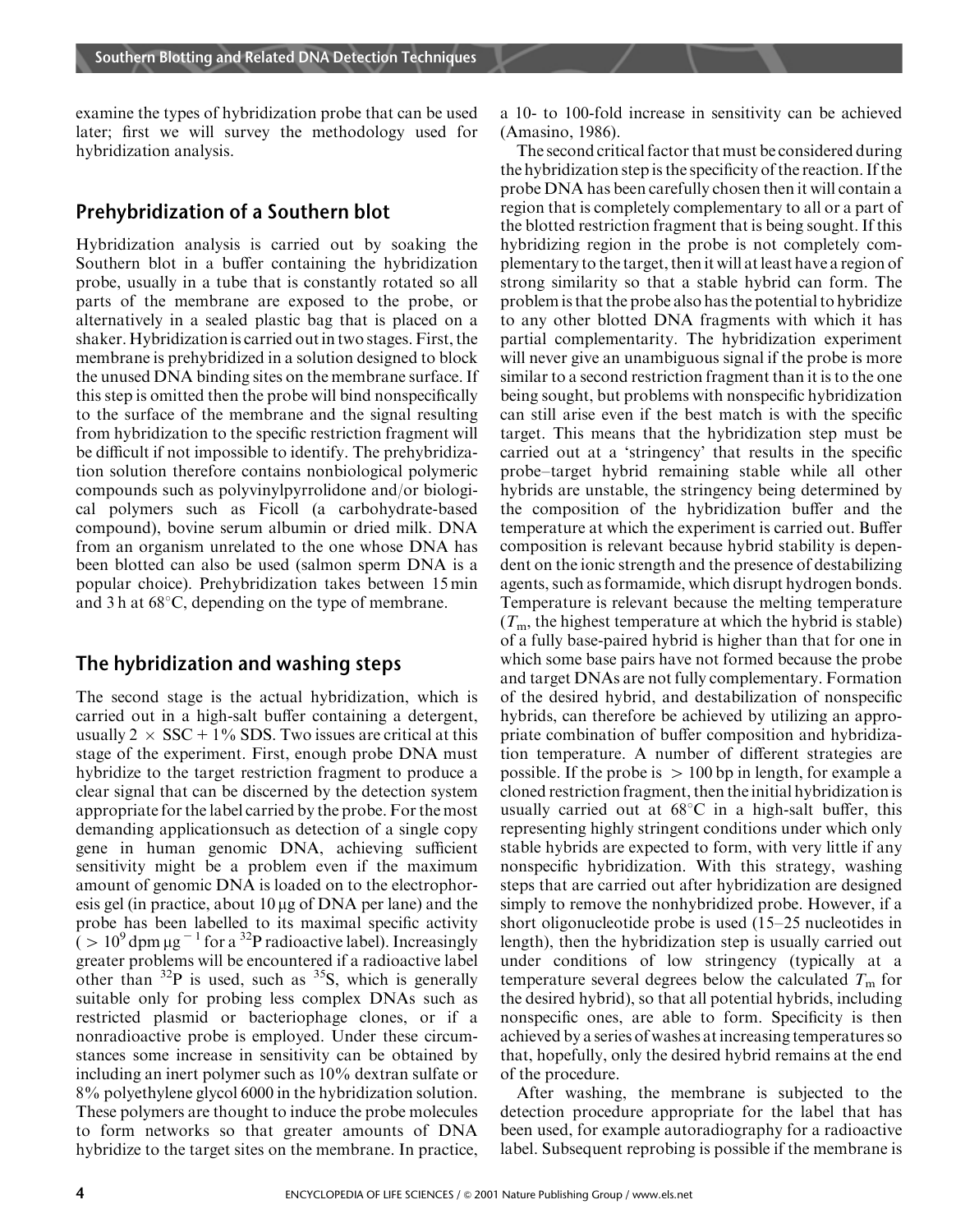examine the types of hybridization probe that can be used later; first we will survey the methodology used for hybridization analysis.

## Prehybridization of a Southern blot

Hybridization analysis is carried out by soaking the Southern blot in a buffer containing the hybridization probe, usually in a tube that is constantly rotated so all parts of the membrane are exposed to the probe, or alternatively in a sealed plastic bag that is placed on a shaker. Hybridization is carried out in two stages. First, the membrane is prehybridized in a solution designed to block the unused DNA binding sites on the membrane surface. If this step is omitted then the probe will bind nonspecifically to the surface of the membrane and the signal resulting from hybridization to the specific restriction fragment will be difficult if not impossible to identify. The prehybridization solution therefore contains nonbiological polymeric compounds such as polyvinylpyrrolidone and/or biological polymers such as Ficoll (a carbohydrate-based compound), bovine serum albumin or dried milk. DNA from an organism unrelated to the one whose DNA has been blotted can also be used (salmon sperm DNA is a popular choice). Prehybridization takes between 15 min and 3 h at 68°C, depending on the type of membrane.

## The hybridization and washing steps

The second stage is the actual hybridization, which is carried out in a high-salt buffer containing a detergent, usually $2 \times$ SSC + 1% SDS. Two issues are critical at this stage of the experiment. First, enough probe DNA must hybridize to the target restriction fragment to produce a clear signal that can be discerned by the detection system appropriate for the label carried by the probe. For the most demanding applicationsuch as detection of a single copy gene in human genomic DNA, achieving sufficient sensitivity might be a problem even if the maximum amount of genomic DNA is loaded on to the electrophoresis gel (in practice, about 10 μg of DNA per lane) and the probe has been labelled to its maximal specific activity ($> 10^9$ dpm $\mu g^{-1}$ for a $^{32}P$ radioactive label). Increasingly greater problems will be encountered if a radioactive label other than $^{32}P$ is used, such as $^{35}S$, which is generally suitable only for probing less complex DNAs such as restricted plasmid or bacteriophage clones, or if a nonradioactive probe is employed. Under these circumstances some increase in sensitivity can be obtained by including an inert polymer such as 10% dextran sulfate or 8% polyethylene glycol 6000 in the hybridization solution. These polymers are thought to induce the probe molecules to form networks so that greater amounts of DNA hybridize to the target sites on the membrane. In practice, a 10- to 100-fold increase in sensitivity can be achieved (Amasino, 1986).

The second critical factor that must be considered during the hybridization step is the specificity of the reaction. If the probe DNA has been carefully chosen then it will contain a region that is completely complementary to all or a part of the blotted restriction fragment that is being sought. If this hybridizing region in the probe is not completely complementary to the target, then it will at least have a region of strong similarity so that a stable hybrid can form. The problem is that the probe also has the potential to hybridize to any other blotted DNA fragments with which it has partial complementarity. The hybridization experiment will never give an unambiguous signal if the probe is more similar to a second restriction fragment than it is to the one being sought, but problems with nonspecific hybridization can still arise even if the best match is with the specific target. This means that the hybridization step must be carried out at a 'stringency' that results in the specific probe–target hybrid remaining stable while all other hybrids are unstable, the stringency being determined by the composition of the hybridization buffer and the temperature at which the experiment is carried out. Buffer composition is relevant because hybrid stability is dependent on the ionic strength and the presence of destabilizing agents, such as formamide, which disrupt hydrogen bonds. Temperature is relevant because the melting temperature ($T_m$, the highest temperature at which the hybrid is stable) of a fully base-paired hybrid is higher than that for one in which some base pairs have not formed because the probe and target DNAs are not fully complementary. Formation of the desired hybrid, and destabilization of nonspecific hybrids, can therefore be achieved by utilizing an appropriate combination of buffer composition and hybridization temperature. A number of different strategies are possible. If the probe is $> 100$ bp in length, for example a cloned restriction fragment, then the initial hybridization is usually carried out at 68°C in a high-salt buffer, this representing highly stringent conditions under which only stable hybrids are expected to form, with very little if any nonspecific hybridization. With this strategy, washing steps that are carried out after hybridization are designed simply to remove the nonhybridized probe. However, if a short oligonucleotide probe is used (15–25 nucleotides in length), then the hybridization step is usually carried out under conditions of low stringency (typically at a temperature several degrees below the calculated $T_m$ for the desired hybrid), so that all potential hybrids, including nonspecific ones, are able to form. Specificity is then achieved by a series of washes at increasing temperatures so that, hopefully, only the desired hybrid remains at the end of the procedure.

After washing, the membrane is subjected to the detection procedure appropriate for the label that has been used, for example autoradiography for a radioactive label. Subsequent reprobing is possible if the membrane is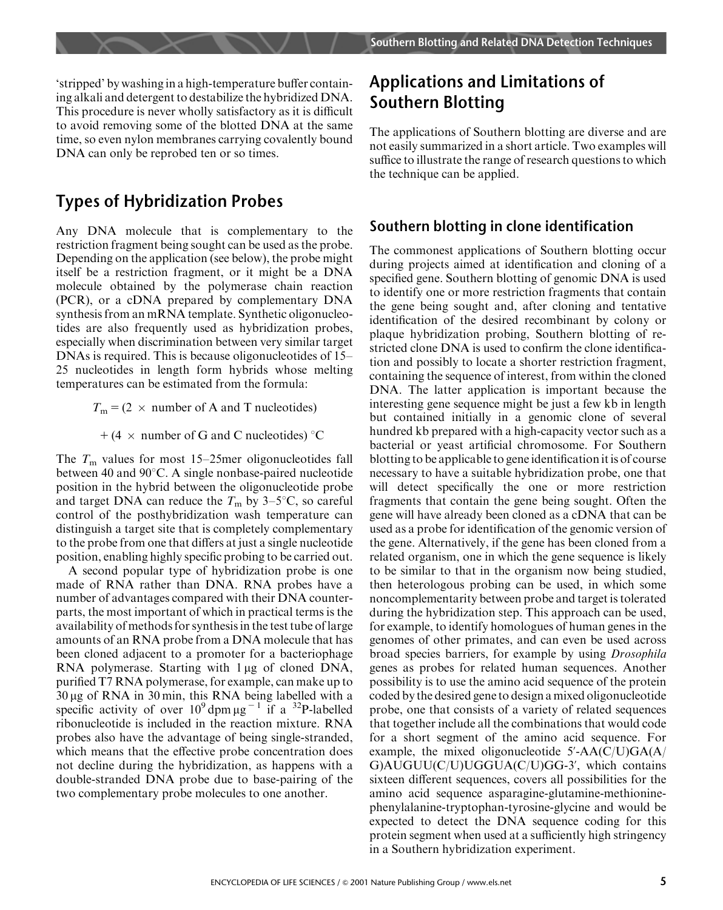'stripped' by washing in a high-temperature buffer containing alkali and detergent to destabilize the hybridized DNA. This procedure is never wholly satisfactory as it is difficult to avoid removing some of the blotted DNA at the same time, so even nylon membranes carrying covalently bound DNA can only be reprobed ten or so times.

## Types of Hybridization Probes

Any DNA molecule that is complementary to the restriction fragment being sought can be used as the probe. Depending on the application (see below), the probe might itself be a restriction fragment, or it might be a DNA molecule obtained by the polymerase chain reaction (PCR), or a cDNA prepared by complementary DNA synthesis from an mRNA template. Synthetic oligonucleotides are also frequently used as hybridization probes, especially when discrimination between very similar target DNAs is required. This is because oligonucleotides of 15–25 nucleotides in length form hybrids whose melting temperatures can be estimated from the formula:

$$T_m = (2 \times \text{number of A and T nucleotides}) + (4 \times \text{number of G and C nucleotides})\ ^\circ\text{C}$$

The $T_m$ values for most 15–25mer oligonucleotides fall between 40 and 90°C. A single nonbase-paired nucleotide position in the hybrid between the oligonucleotide probe and target DNA can reduce the $T_m$ by 3–5°C, so careful control of the posthybridization wash temperature can distinguish a target site that is completely complementary to the probe from one that differs at just a single nucleotide position, enabling highly specific probing to be carried out.

A second popular type of hybridization probe is one made of RNA rather than DNA. RNA probes have a number of advantages compared with their DNA counterparts, the most important of which in practical terms is the availability of methods for synthesis in the test tube of large amounts of an RNA probe from a DNA molecule that has been cloned adjacent to a promoter for a bacteriophage RNA polymerase. Starting with 1 μg of cloned DNA, purified T7 RNA polymerase, for example, can make up to 30 μg of RNA in 30 min, this RNA being labelled with a specific activity of over $10^9$ dpm μg$^{-1}$ if a $^{32}$P-labelled ribonucleotide is included in the reaction mixture. RNA probes also have the advantage of being single-stranded, which means that the effective probe concentration does not decline during the hybridization, as happens with a double-stranded DNA probe due to base-pairing of the two complementary probe molecules to one another.

## Applications and Limitations of Southern Blotting

The applications of Southern blotting are diverse and are not easily summarized in a short article. Two examples will suffice to illustrate the range of research questions to which the technique can be applied.

### Southern blotting in clone identification

The commonest applications of Southern blotting occur during projects aimed at identification and cloning of a specified gene. Southern blotting of genomic DNA is used to identify one or more restriction fragments that contain the gene being sought and, after cloning and tentative identification of the desired recombinant by colony or plaque hybridization probing, Southern blotting of restricted clone DNA is used to confirm the clone identification and possibly to locate a shorter restriction fragment, containing the sequence of interest, from within the cloned DNA. The latter application is important because the interesting gene sequence might be just a few kb in length but contained initially in a genomic clone of several hundred kb prepared with a high-capacity vector such as a bacterial or yeast artificial chromosome. For Southern blotting to be applicable to gene identification it is of course necessary to have a suitable hybridization probe, one that will detect specifically the one or more restriction fragments that contain the gene being sought. Often the gene will have already been cloned as a cDNA that can be used as a probe for identification of the genomic version of the gene. Alternatively, if the gene has been cloned from a related organism, one in which the gene sequence is likely to be similar to that in the organism now being studied, then heterologous probing can be used, in which some noncomplementarity between probe and target is tolerated during the hybridization step. This approach can be used, for example, to identify homologues of human genes in the genomes of other primates, and can even be used across broad species barriers, for example by using *Drosophila* genes as probes for related human sequences. Another possibility is to use the amino acid sequence of the protein coded by the desired gene to design a mixed oligonucleotide probe, one that consists of a variety of related sequences that together include all the combinations that would code for a short segment of the amino acid sequence. For example, the mixed oligonucleotide 5′-AA(C/U)GA(A/G)AUGUU(C/U)UGGUA(C/U)GG-3′, which contains sixteen different sequences, covers all possibilities for the amino acid sequence asparagine-glutamine-methionine-phenylalanine-tryptophan-tyrosine-glycine and would be expected to detect the DNA sequence coding for this protein segment when used at a sufficiently high stringency in a Southern hybridization experiment.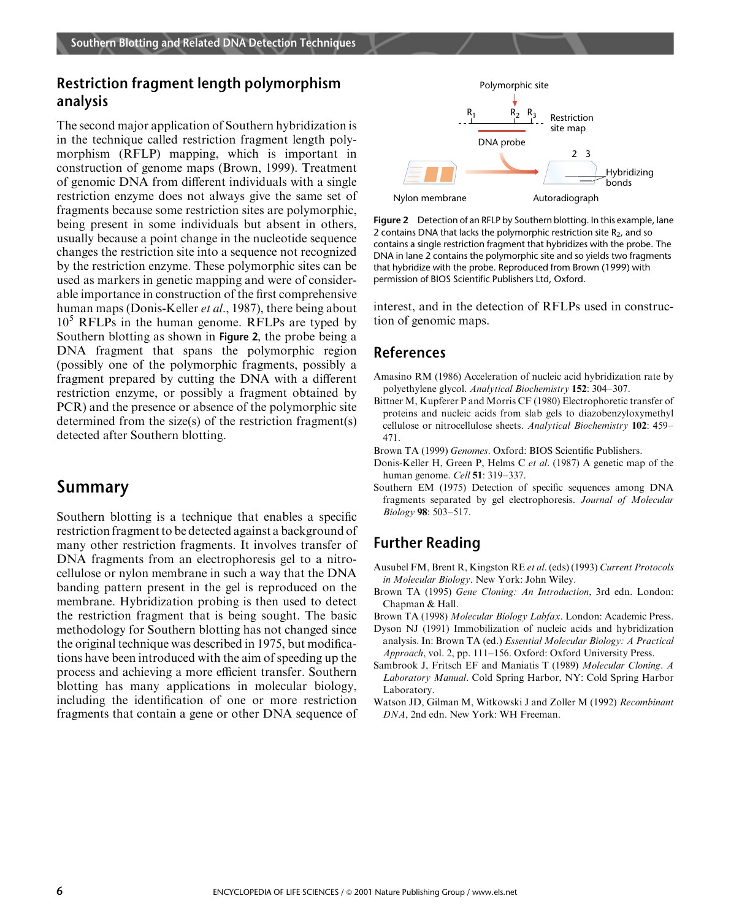## Restriction fragment length polymorphism analysis

The second major application of Southern hybridization is in the technique called restriction fragment length polymorphism (RFLP) mapping, which is important in construction of genome maps (Brown, 1999). Treatment of genomic DNA from different individuals with a single restriction enzyme does not always give the same set of fragments because some restriction sites are polymorphic, being present in some individuals but absent in others, usually because a point change in the nucleotide sequence changes the restriction site into a sequence not recognized by the restriction enzyme. These polymorphic sites can be used as markers in genetic mapping and were of considerable importance in construction of the first comprehensive human maps (Donis-Keller *et al*., 1987), there being about $10^5$ RFLPs in the human genome. RFLPs are typed by Southern blotting as shown in **Figure 2**, the probe being a DNA fragment that spans the polymorphic region (possibly one of the polymorphic fragments, possibly a fragment prepared by cutting the DNA with a different restriction enzyme, or possibly a fragment obtained by PCR) and the presence or absence of the polymorphic site determined from the size(s) of the restriction fragment(s) detected after Southern blotting.

Polymorphic site

$R_1$ $R_2$ $R_3$ Restriction site map

DNA probe

2 3

Nylon membrane

Autoradiograph

Hybridizing bonds

**Figure 2** Detection of an RFLP by Southern blotting. In this example, lane 2 contains DNA that lacks the polymorphic restriction site $R_2$, and so contains a single restriction fragment that hybridizes with the probe. The DNA in lane 2 contains the polymorphic site and so yields two fragments that hybridize with the probe. Reproduced from Brown (1999) with permission of BIOS Scientific Publishers Ltd, Oxford.

## Summary

Southern blotting is a technique that enables a specific restriction fragment to be detected against a background of many other restriction fragments. It involves transfer of DNA fragments from an electrophoresis gel to a nitrocellulose or nylon membrane in such a way that the DNA banding pattern present in the gel is reproduced on the membrane. Hybridization probing is then used to detect the restriction fragment that is being sought. The basic methodology for Southern blotting has not changed since the original technique was described in 1975, but modifications have been introduced with the aim of speeding up the process and achieving a more efficient transfer. Southern blotting has many applications in molecular biology, including the identification of one or more restriction fragments that contain a gene or other DNA sequence of interest, and in the detection of RFLPs used in construction of genomic maps.

## References

Amasino RM (1986) Acceleration of nucleic acid hybridization rate by polyethylene glycol. *Analytical Biochemistry* **152**: 304–307.

Bittner M, Kupferer P and Morris CF (1980) Electrophoretic transfer of proteins and nucleic acids from slab gels to diazobenzyloxymethyl cellulose or nitrocellulose sheets. *Analytical Biochemistry* **102**: 459–471.

Brown TA (1999) *Genomes*. Oxford: BIOS Scientific Publishers.

Donis-Keller H, Green P, Helms C *et al*. (1987) A genetic map of the human genome. *Cell* **51**: 319–337.

Southern EM (1975) Detection of specific sequences among DNA fragments separated by gel electrophoresis. *Journal of Molecular Biology* **98**: 503–517.

## Further Reading

Ausubel FM, Brent R, Kingston RE *et al*. (eds) (1993) *Current Protocols in Molecular Biology*. New York: John Wiley.

Brown TA (1995) *Gene Cloning: An Introduction*, 3rd edn. London: Chapman & Hall.

Brown TA (1998) *Molecular Biology Labfax*. London: Academic Press.

Dyson NJ (1991) Immobilization of nucleic acids and hybridization analysis. In: Brown TA (ed.) *Essential Molecular Biology: A Practical Approach*, vol. 2, pp. 111–156. Oxford: Oxford University Press.

Sambrook J, Fritsch EF and Maniatis T (1989) *Molecular Cloning. A Laboratory Manual*. Cold Spring Harbor, NY: Cold Spring Harbor Laboratory.

Watson JD, Gilman M, Witkowski J and Zoller M (1992) *Recombinant DNA*, 2nd edn. New York: WH Freeman.